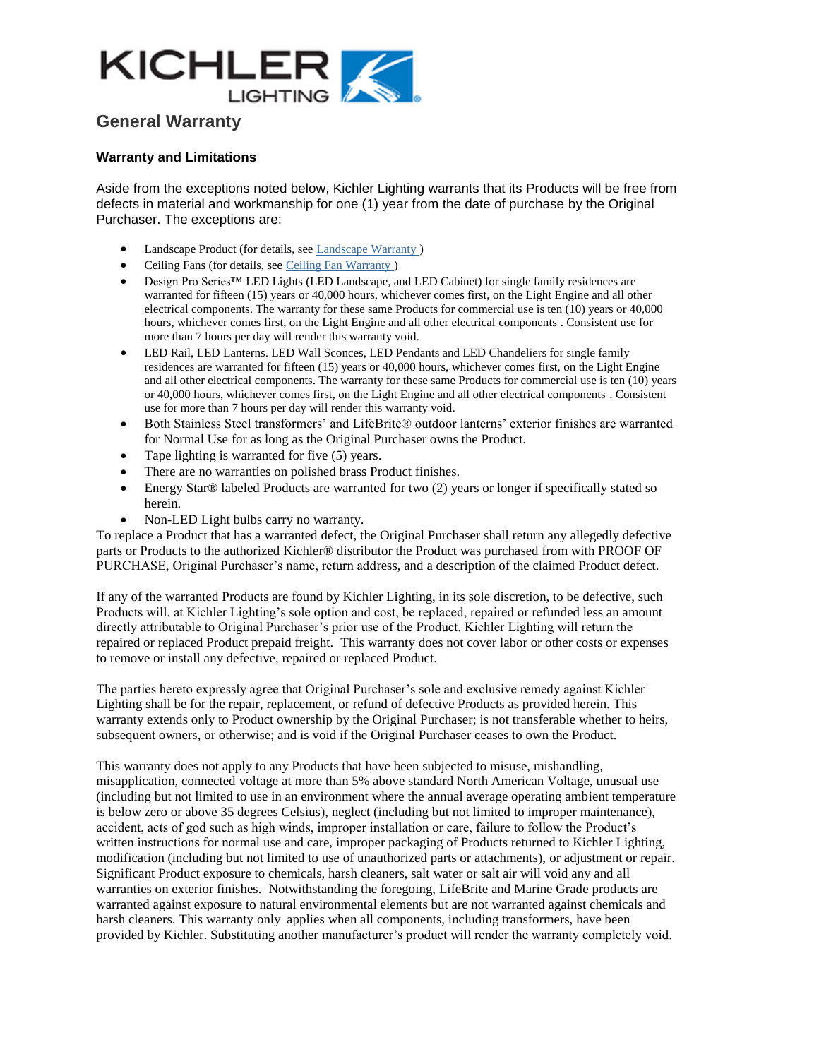KICHLER LIGHTING

# General Warranty

### Warranty and Limitations

Aside from the exceptions noted below, Kichler Lighting warrants that its Products will be free from defects in material and workmanship for one (1) year from the date of purchase by the Original Purchaser. The exceptions are:

- Landscape Product (for details, see Landscape Warranty )
- Ceiling Fans (for details, see Ceiling Fan Warranty )
- Design Pro Series™ LED Lights (LED Landscape, and LED Cabinet) for single family residences are warranted for fifteen (15) years or 40,000 hours, whichever comes first, on the Light Engine and all other electrical components. The warranty for these same Products for commercial use is ten (10) years or 40,000 hours, whichever comes first, on the Light Engine and all other electrical components . Consistent use for more than 7 hours per day will render this warranty void.
- LED Rail, LED Lanterns. LED Wall Sconces, LED Pendants and LED Chandeliers for single family residences are warranted for fifteen (15) years or 40,000 hours, whichever comes first, on the Light Engine and all other electrical components. The warranty for these same Products for commercial use is ten (10) years or 40,000 hours, whichever comes first, on the Light Engine and all other electrical components . Consistent use for more than 7 hours per day will render this warranty void.
- Both Stainless Steel transformers' and LifeBrite® outdoor lanterns' exterior finishes are warranted for Normal Use for as long as the Original Purchaser owns the Product.
- Tape lighting is warranted for five (5) years.
- There are no warranties on polished brass Product finishes.
- Energy Star® labeled Products are warranted for two (2) years or longer if specifically stated so herein.
- Non-LED Light bulbs carry no warranty.

To replace a Product that has a warranted defect, the Original Purchaser shall return any allegedly defective parts or Products to the authorized Kichler® distributor the Product was purchased from with PROOF OF PURCHASE, Original Purchaser's name, return address, and a description of the claimed Product defect.

If any of the warranted Products are found by Kichler Lighting, in its sole discretion, to be defective, such Products will, at Kichler Lighting's sole option and cost, be replaced, repaired or refunded less an amount directly attributable to Original Purchaser's prior use of the Product. Kichler Lighting will return the repaired or replaced Product prepaid freight. This warranty does not cover labor or other costs or expenses to remove or install any defective, repaired or replaced Product.

The parties hereto expressly agree that Original Purchaser's sole and exclusive remedy against Kichler Lighting shall be for the repair, replacement, or refund of defective Products as provided herein. This warranty extends only to Product ownership by the Original Purchaser; is not transferable whether to heirs, subsequent owners, or otherwise; and is void if the Original Purchaser ceases to own the Product.

This warranty does not apply to any Products that have been subjected to misuse, mishandling, misapplication, connected voltage at more than 5% above standard North American Voltage, unusual use (including but not limited to use in an environment where the annual average operating ambient temperature is below zero or above 35 degrees Celsius), neglect (including but not limited to improper maintenance), accident, acts of god such as high winds, improper installation or care, failure to follow the Product's written instructions for normal use and care, improper packaging of Products returned to Kichler Lighting, modification (including but not limited to use of unauthorized parts or attachments), or adjustment or repair. Significant Product exposure to chemicals, harsh cleaners, salt water or salt air will void any and all warranties on exterior finishes. Notwithstanding the foregoing, LifeBrite and Marine Grade products are warranted against exposure to natural environmental elements but are not warranted against chemicals and harsh cleaners. This warranty only applies when all components, including transformers, have been provided by Kichler. Substituting another manufacturer's product will render the warranty completely void.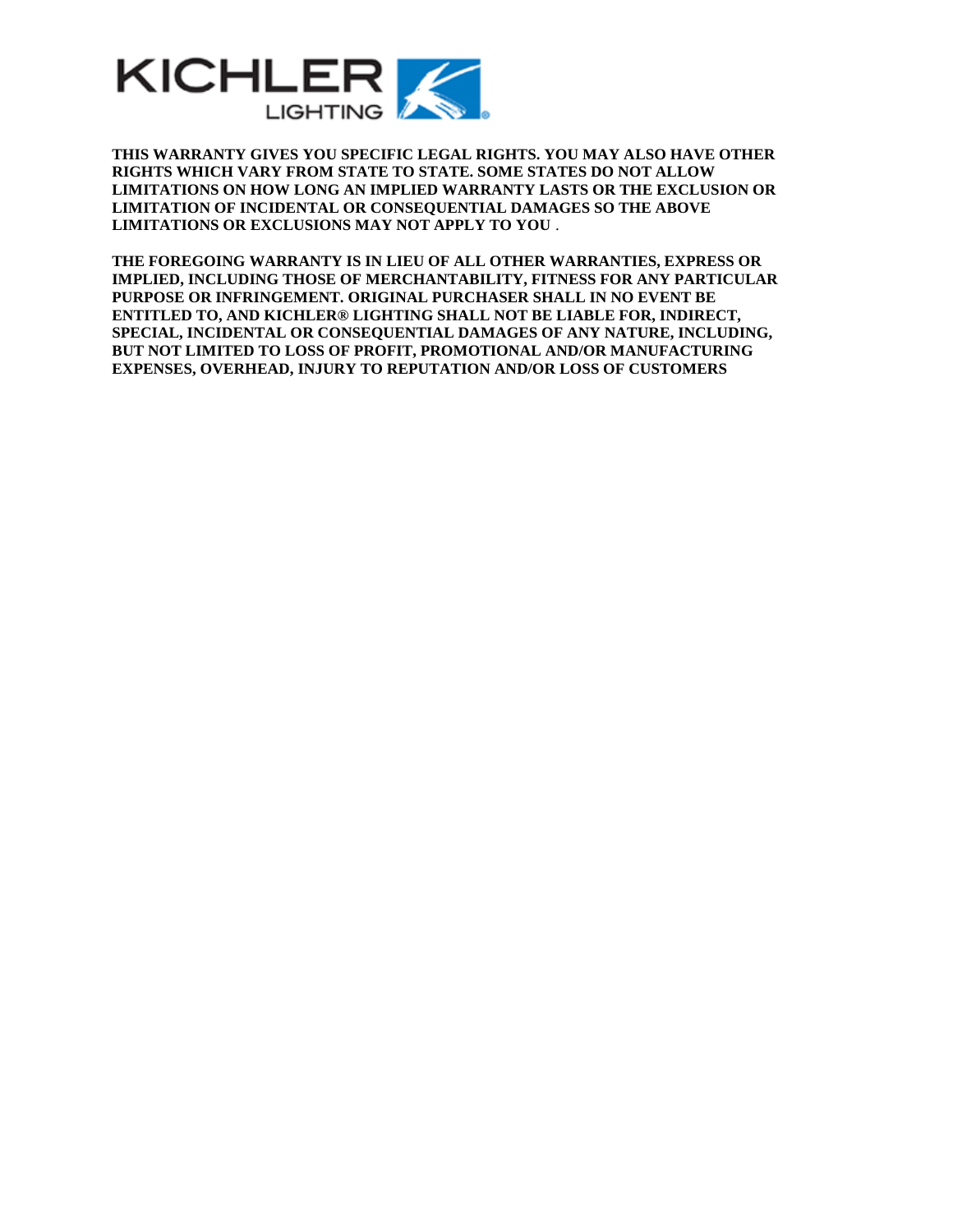**THIS WARRANTY GIVES YOU SPECIFIC LEGAL RIGHTS. YOU MAY ALSO HAVE OTHER RIGHTS WHICH VARY FROM STATE TO STATE. SOME STATES DO NOT ALLOW LIMITATIONS ON HOW LONG AN IMPLIED WARRANTY LASTS OR THE EXCLUSION OR LIMITATION OF INCIDENTAL OR CONSEQUENTIAL DAMAGES SO THE ABOVE LIMITATIONS OR EXCLUSIONS MAY NOT APPLY TO YOU** .

**THE FOREGOING WARRANTY IS IN LIEU OF ALL OTHER WARRANTIES, EXPRESS OR IMPLIED, INCLUDING THOSE OF MERCHANTABILITY, FITNESS FOR ANY PARTICULAR PURPOSE OR INFRINGEMENT. ORIGINAL PURCHASER SHALL IN NO EVENT BE ENTITLED TO, AND KICHLER® LIGHTING SHALL NOT BE LIABLE FOR, INDIRECT, SPECIAL, INCIDENTAL OR CONSEQUENTIAL DAMAGES OF ANY NATURE, INCLUDING, BUT NOT LIMITED TO LOSS OF PROFIT, PROMOTIONAL AND/OR MANUFACTURING EXPENSES, OVERHEAD, INJURY TO REPUTATION AND/OR LOSS OF CUSTOMERS**